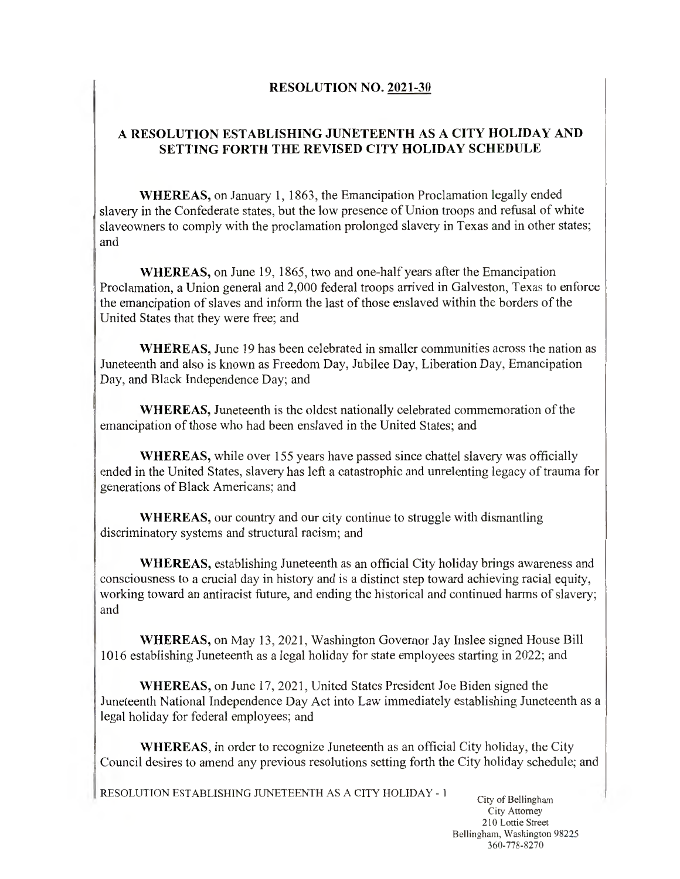# RESOLUTION NO. 2021-30

## A RESOLUTION ESTABLISHING JUNETEENTH AS A CITY HOLIDAY AND SETTING FORTH THE REVISED CITY HOLIDAY SCHEDULE

**WHEREAS,** on January 1, 1863, the Emancipation Proclamation legally ended slavery in the Confederate states, but the low presence of Union troops and refusal of white slaveowners to comply with the proclamation prolonged slavery in Texas and in other states; and

**WHEREAS,** on June 19, 1865, two and one-half years after the Emancipation Proclamation, a Union general and 2,000 federal troops arrived in Galveston, Texas to enforce the emancipation of slaves and inform the last of those enslaved within the borders of the United States that they were free; and

**WHEREAS,** June 19 has been celebrated in smaller communities across the nation as Juneteenth and also is known as Freedom Day, Jubilee Day, Liberation Day, Emancipation Day, and Black Independence Day; and

**WHEREAS,** Juneteenth is the oldest nationally celebrated commemoration of the emancipation of those who had been enslaved in the United States; and

**WHEREAS,** while over 155 years have passed since chattel slavery was officially ended in the United States, slavery has left a catastrophic and unrelenting legacy of trauma for generations of Black Americans; and

**WHEREAS,** our country and our city continue to struggle with dismantling discriminatory systems and structural racism; and

**WHEREAS,** establishing Juneteenth as an official City holiday brings awareness and consciousness to a crucial day in history and is a distinct step toward achieving racial equity, working toward an antiracist future, and ending the historical and continued harms of slavery; and

**WHEREAS,** on May 13, 2021, Washington Governor Jay Inslee signed House Bill 1016 establishing Juneteenth as a legal holiday for state employees starting in 2022; and

**WHEREAS,** on June 17, 2021, United States President Joe Biden signed the Juneteenth National Independence Day Act into Law immediately establishing Juneteenth as a legal holiday for federal employees; and

**WHEREAS**, in order to recognize Juneteenth as an official City holiday, the City Council desires to amend any previous resolutions setting forth the City holiday schedule; and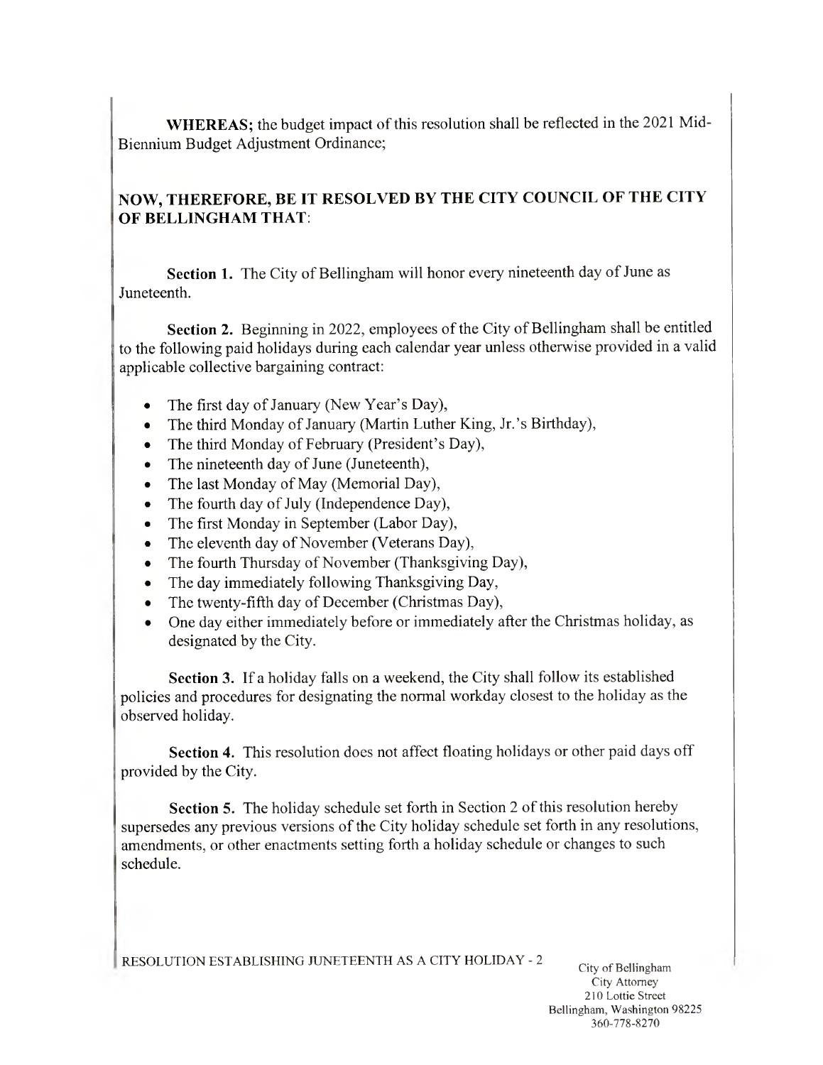**WHEREAS;** the budget impact of this resolution shall be reflected in the 2021 Mid-Biennium Budget Adjustment Ordinance;

## NOW, THEREFORE, BE IT RESOLVED BY THE CITY COUNCIL OF THE CITY OF BELLINGHAM THAT:

**Section 1.** The City of Bellingham will honor every nineteenth day of June as Juneteenth.

**Section 2.** Beginning in 2022, employees of the City of Bellingham shall be entitled to the following paid holidays during each calendar year unless otherwise provided in a valid applicable collective bargaining contract:

- The first day of January (New Year's Day),
- The third Monday of January (Martin Luther King, Jr.'s Birthday),
- The third Monday of February (President's Day),
- The nineteenth day of June (Juneteenth),
- The last Monday of May (Memorial Day),
- The fourth day of July (Independence Day),
- The first Monday in September (Labor Day),
- The eleventh day of November (Veterans Day),
- The fourth Thursday of November (Thanksgiving Day),
- The day immediately following Thanksgiving Day,
- The twenty-fifth day of December (Christmas Day),
- One day either immediately before or immediately after the Christmas holiday, as designated by the City.

**Section 3.** If a holiday falls on a weekend, the City shall follow its established policies and procedures for designating the normal workday closest to the holiday as the observed holiday.

**Section 4.** This resolution does not affect floating holidays or other paid days off provided by the City.

**Section 5.** The holiday schedule set forth in Section 2 of this resolution hereby supersedes any previous versions of the City holiday schedule set forth in any resolutions, amendments, or other enactments setting forth a holiday schedule or changes to such schedule.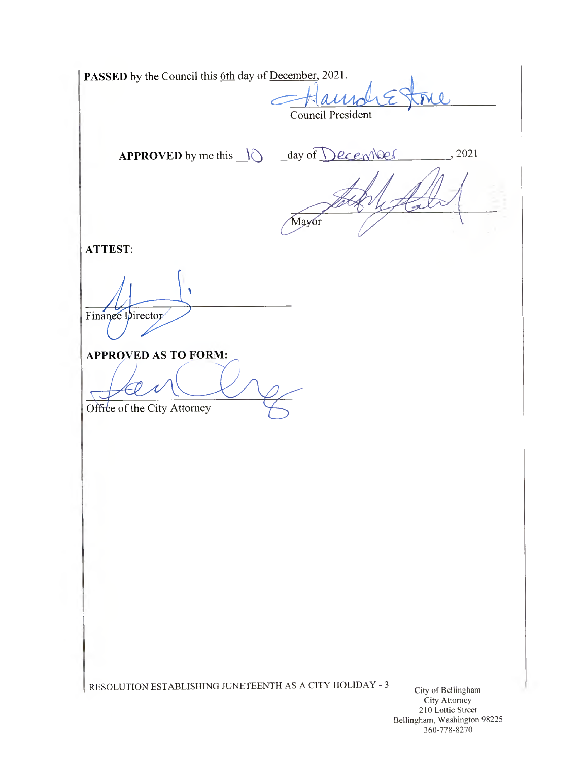**PASSED** by the Council this 6th day of December, 2021.

Council President

**APPROVED** by me this 10 day of December, 2021

Mayor

**ATTEST**:

Finance Director

**APPROVED AS TO FORM:**

Office of the City Attorney

RESOLUTION ESTABLISHING JUNETEENTH AS A CITY HOLIDAY - 3

City of Bellingham
City Attorney
210 Lottie Street
Bellingham, Washington 98225
360-778-8270